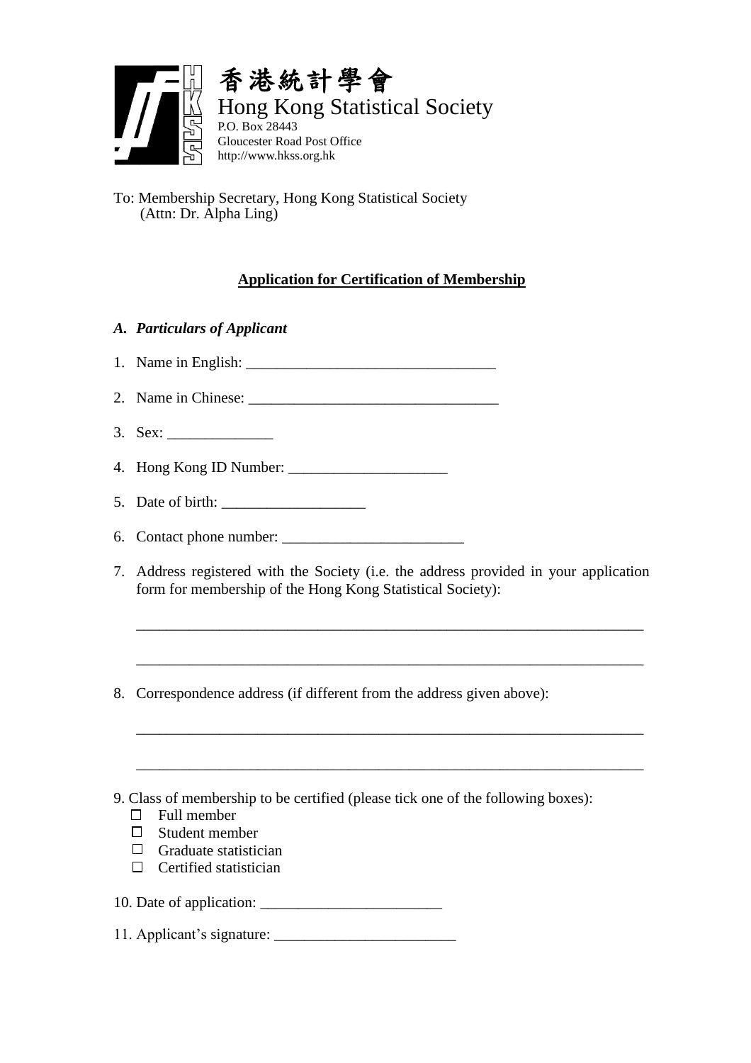香港統計學會

Hong Kong Statistical Society

P.O. Box 28443
Gloucester Road Post Office
http://www.hkss.org.hk

To: Membership Secretary, Hong Kong Statistical Society
(Attn: Dr. Alpha Ling)

**Application for Certification of Membership**

***A. Particulars of Applicant***

1. Name in English: _________________________________

2. Name in Chinese: _________________________________

3. Sex: ______________

4. Hong Kong ID Number: _____________________

5. Date of birth: ___________________

6. Contact phone number: ________________________

7. Address registered with the Society (i.e. the address provided in your application form for membership of the Hong Kong Statistical Society):

   ____________________________________________________________________

   ____________________________________________________________________

8. Correspondence address (if different from the address given above):

   ____________________________________________________________________

   ____________________________________________________________________

9. Class of membership to be certified (please tick one of the following boxes):
   - ☐ Full member
   - ☐ Student member
   - ☐ Graduate statistician
   - ☐ Certified statistician

10. Date of application: ________________________

11. Applicant's signature: ________________________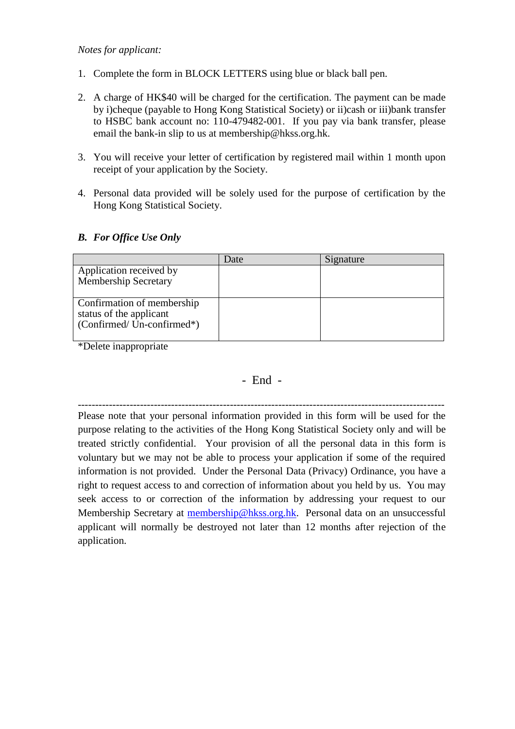*Notes for applicant:*

1. Complete the form in BLOCK LETTERS using blue or black ball pen.

2. A charge of HK$40 will be charged for the certification. The payment can be made by i)cheque (payable to Hong Kong Statistical Society) or ii)cash or iii)bank transfer to HSBC bank account no: 110-479482-001. If you pay via bank transfer, please email the bank-in slip to us at membership@hkss.org.hk.

3. You will receive your letter of certification by registered mail within 1 month upon receipt of your application by the Society.

4. Personal data provided will be solely used for the purpose of certification by the Hong Kong Statistical Society.

### *B. For Office Use Only*

| | Date | Signature |
|---|---|---|
| Application received by Membership Secretary | | |
| Confirmation of membership status of the applicant (Confirmed/ Un-confirmed*) | | |

*Delete inappropriate

- End -

---

Please note that your personal information provided in this form will be used for the purpose relating to the activities of the Hong Kong Statistical Society only and will be treated strictly confidential. Your provision of all the personal data in this form is voluntary but we may not be able to process your application if some of the required information is not provided. Under the Personal Data (Privacy) Ordinance, you have a right to request access to and correction of information about you held by us. You may seek access to or correction of the information by addressing your request to our Membership Secretary at membership@hkss.org.hk. Personal data on an unsuccessful applicant will normally be destroyed not later than 12 months after rejection of the application.